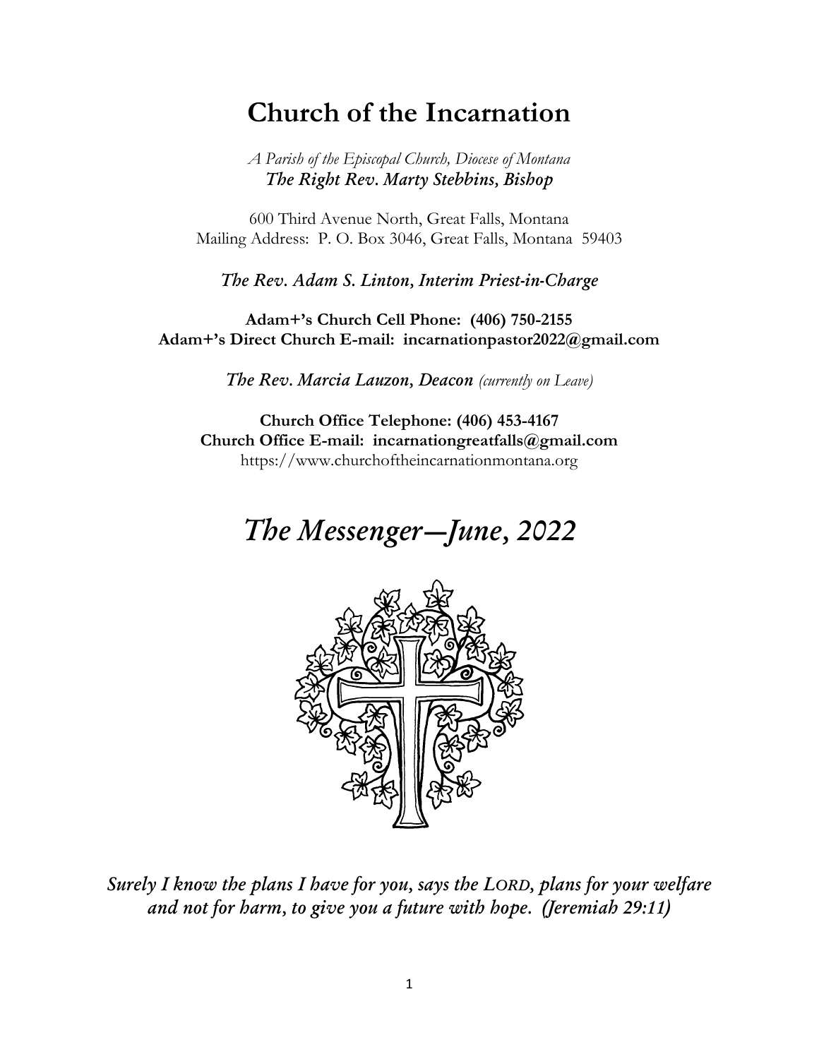# Church of the Incarnation

*A Parish of the Episcopal Church, Diocese of Montana*
***The Right Rev. Marty Stebbins, Bishop***

600 Third Avenue North, Great Falls, Montana
Mailing Address: P. O. Box 3046, Great Falls, Montana 59403

***The Rev. Adam S. Linton, Interim Priest-in-Charge***

**Adam+'s Church Cell Phone: (406) 750-2155**
**Adam+'s Direct Church E-mail: incarnationpastor2022@gmail.com**

***The Rev. Marcia Lauzon, Deacon*** *(currently on Leave)*

**Church Office Telephone: (406) 453-4167**
**Church Office E-mail: incarnationgreatfalls@gmail.com**
https://www.churchoftheincarnationmontana.org

# *The Messenger—June, 2022*

***Surely I know the plans I have for you, says the LORD, plans for your welfare and not for harm, to give you a future with hope. (Jeremiah 29:11)***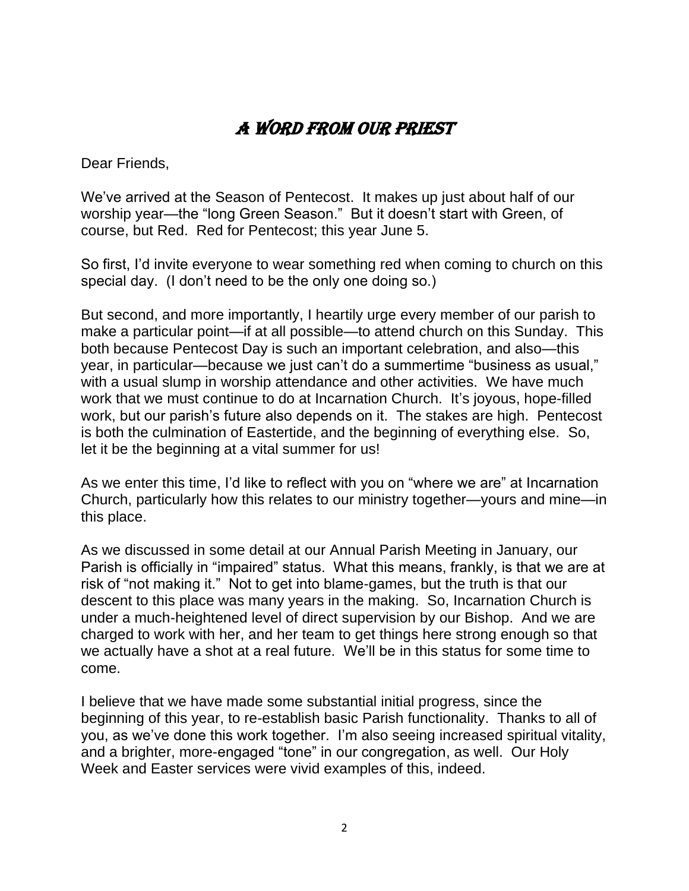# A Word from Our Priest

Dear Friends,

We've arrived at the Season of Pentecost. It makes up just about half of our worship year—the "long Green Season." But it doesn't start with Green, of course, but Red. Red for Pentecost; this year June 5.

So first, I'd invite everyone to wear something red when coming to church on this special day. (I don't need to be the only one doing so.)

But second, and more importantly, I heartily urge every member of our parish to make a particular point—if at all possible—to attend church on this Sunday. This both because Pentecost Day is such an important celebration, and also—this year, in particular—because we just can't do a summertime "business as usual," with a usual slump in worship attendance and other activities. We have much work that we must continue to do at Incarnation Church. It's joyous, hope-filled work, but our parish's future also depends on it. The stakes are high. Pentecost is both the culmination of Eastertide, and the beginning of everything else. So, let it be the beginning at a vital summer for us!

As we enter this time, I'd like to reflect with you on "where we are" at Incarnation Church, particularly how this relates to our ministry together—yours and mine—in this place.

As we discussed in some detail at our Annual Parish Meeting in January, our Parish is officially in "impaired" status. What this means, frankly, is that we are at risk of "not making it." Not to get into blame-games, but the truth is that our descent to this place was many years in the making. So, Incarnation Church is under a much-heightened level of direct supervision by our Bishop. And we are charged to work with her, and her team to get things here strong enough so that we actually have a shot at a real future. We'll be in this status for some time to come.

I believe that we have made some substantial initial progress, since the beginning of this year, to re-establish basic Parish functionality. Thanks to all of you, as we've done this work together. I'm also seeing increased spiritual vitality, and a brighter, more-engaged "tone" in our congregation, as well. Our Holy Week and Easter services were vivid examples of this, indeed.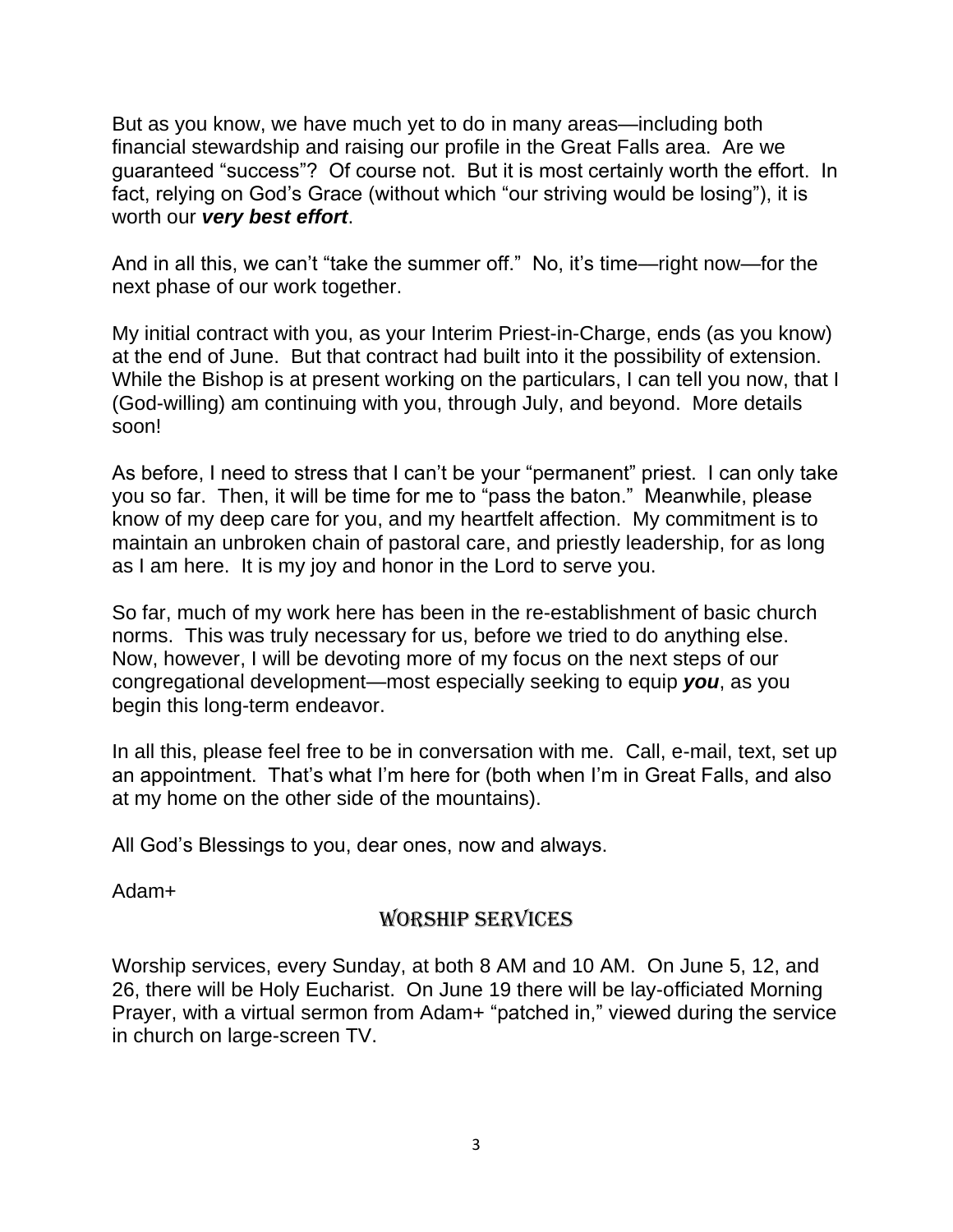But as you know, we have much yet to do in many areas—including both financial stewardship and raising our profile in the Great Falls area. Are we guaranteed "success"? Of course not. But it is most certainly worth the effort. In fact, relying on God's Grace (without which "our striving would be losing"), it is worth our ***very best effort***.

And in all this, we can't "take the summer off." No, it's time—right now—for the next phase of our work together.

My initial contract with you, as your Interim Priest-in-Charge, ends (as you know) at the end of June. But that contract had built into it the possibility of extension. While the Bishop is at present working on the particulars, I can tell you now, that I (God-willing) am continuing with you, through July, and beyond. More details soon!

As before, I need to stress that I can't be your "permanent" priest. I can only take you so far. Then, it will be time for me to "pass the baton." Meanwhile, please know of my deep care for you, and my heartfelt affection. My commitment is to maintain an unbroken chain of pastoral care, and priestly leadership, for as long as I am here. It is my joy and honor in the Lord to serve you.

So far, much of my work here has been in the re-establishment of basic church norms. This was truly necessary for us, before we tried to do anything else. Now, however, I will be devoting more of my focus on the next steps of our congregational development—most especially seeking to equip ***you***, as you begin this long-term endeavor.

In all this, please feel free to be in conversation with me. Call, e-mail, text, set up an appointment. That's what I'm here for (both when I'm in Great Falls, and also at my home on the other side of the mountains).

All God's Blessings to you, dear ones, now and always.

Adam+

## Worship Services

Worship services, every Sunday, at both 8 AM and 10 AM. On June 5, 12, and 26, there will be Holy Eucharist. On June 19 there will be lay-officiated Morning Prayer, with a virtual sermon from Adam+ "patched in," viewed during the service in church on large-screen TV.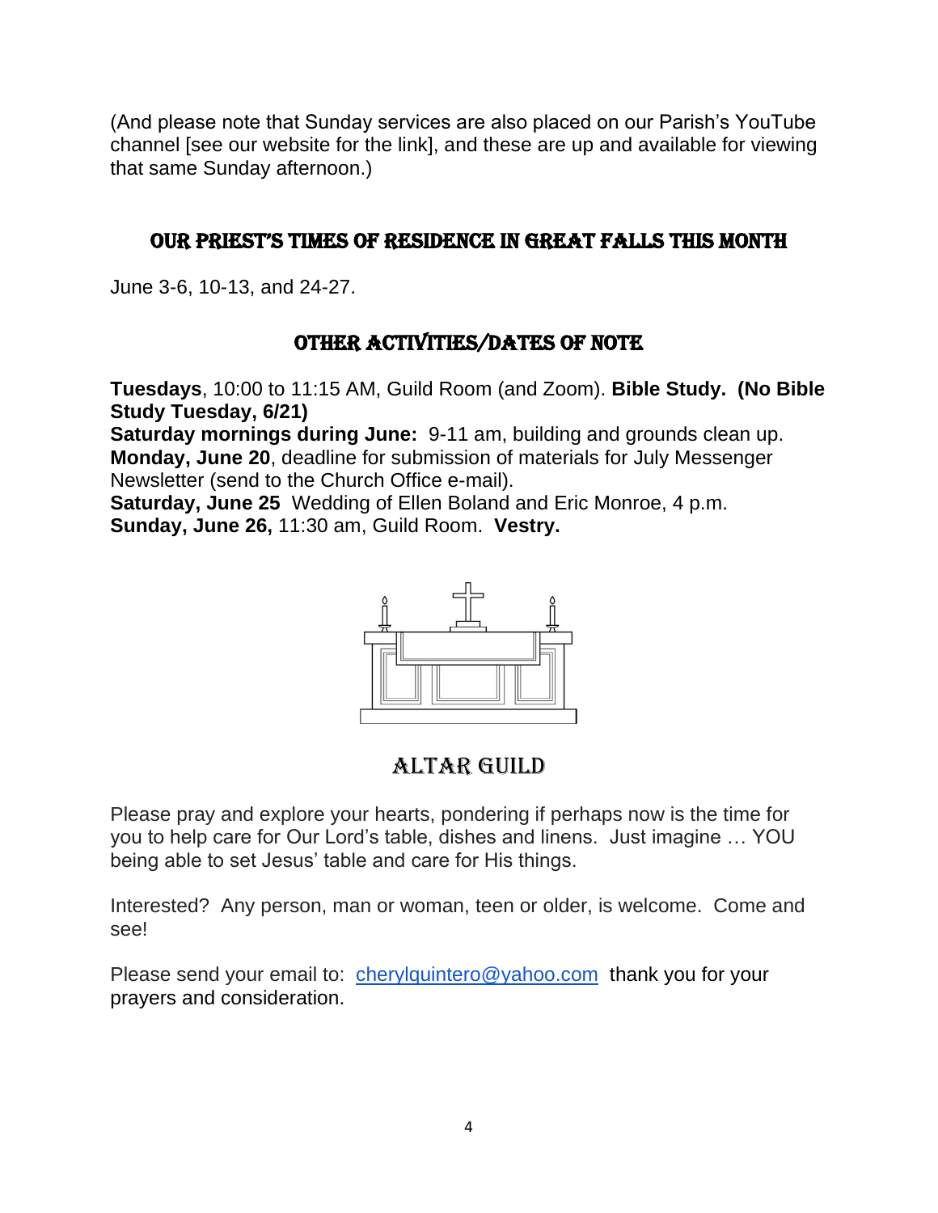(And please note that Sunday services are also placed on our Parish's YouTube channel [see our website for the link], and these are up and available for viewing that same Sunday afternoon.)

## OUR PRIEST'S TIMES OF RESIDENCE IN GREAT FALLS THIS MONTH

June 3-6, 10-13, and 24-27.

## OTHER ACTIVITIES/DATES OF NOTE

**Tuesdays**, 10:00 to 11:15 AM, Guild Room (and Zoom). **Bible Study. (No Bible Study Tuesday, 6/21)**
**Saturday mornings during June:** 9-11 am, building and grounds clean up.
**Monday, June 20**, deadline for submission of materials for July Messenger Newsletter (send to the Church Office e-mail).
**Saturday, June 25** Wedding of Ellen Boland and Eric Monroe, 4 p.m.
**Sunday, June 26,** 11:30 am, Guild Room. **Vestry.**

## ALTAR GUILD

Please pray and explore your hearts, pondering if perhaps now is the time for you to help care for Our Lord's table, dishes and linens. Just imagine … YOU being able to set Jesus' table and care for His things.

Interested? Any person, man or woman, teen or older, is welcome. Come and see!

Please send your email to: cherylquintero@yahoo.com thank you for your prayers and consideration.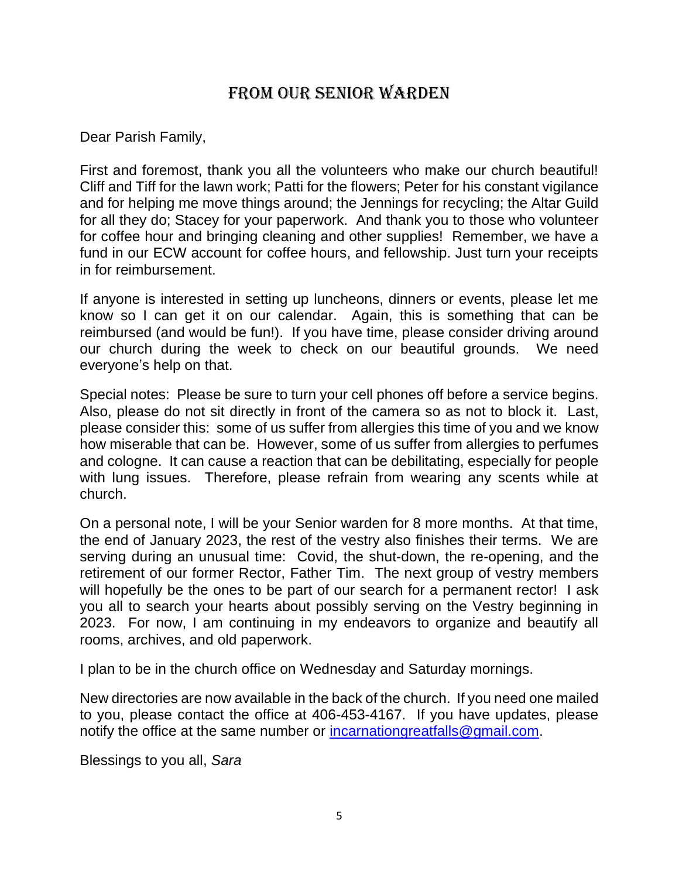# FROM OUR SENIOR WARDEN

Dear Parish Family,

First and foremost, thank you all the volunteers who make our church beautiful! Cliff and Tiff for the lawn work; Patti for the flowers; Peter for his constant vigilance and for helping me move things around; the Jennings for recycling; the Altar Guild for all they do; Stacey for your paperwork. And thank you to those who volunteer for coffee hour and bringing cleaning and other supplies! Remember, we have a fund in our ECW account for coffee hours, and fellowship. Just turn your receipts in for reimbursement.

If anyone is interested in setting up luncheons, dinners or events, please let me know so I can get it on our calendar. Again, this is something that can be reimbursed (and would be fun!). If you have time, please consider driving around our church during the week to check on our beautiful grounds. We need everyone's help on that.

Special notes: Please be sure to turn your cell phones off before a service begins. Also, please do not sit directly in front of the camera so as not to block it. Last, please consider this: some of us suffer from allergies this time of you and we know how miserable that can be. However, some of us suffer from allergies to perfumes and cologne. It can cause a reaction that can be debilitating, especially for people with lung issues. Therefore, please refrain from wearing any scents while at church.

On a personal note, I will be your Senior warden for 8 more months. At that time, the end of January 2023, the rest of the vestry also finishes their terms. We are serving during an unusual time: Covid, the shut-down, the re-opening, and the retirement of our former Rector, Father Tim. The next group of vestry members will hopefully be the ones to be part of our search for a permanent rector! I ask you all to search your hearts about possibly serving on the Vestry beginning in 2023. For now, I am continuing in my endeavors to organize and beautify all rooms, archives, and old paperwork.

I plan to be in the church office on Wednesday and Saturday mornings.

New directories are now available in the back of the church. If you need one mailed to you, please contact the office at 406-453-4167. If you have updates, please notify the office at the same number or incarnationgreatfalls@gmail.com.

Blessings to you all, *Sara*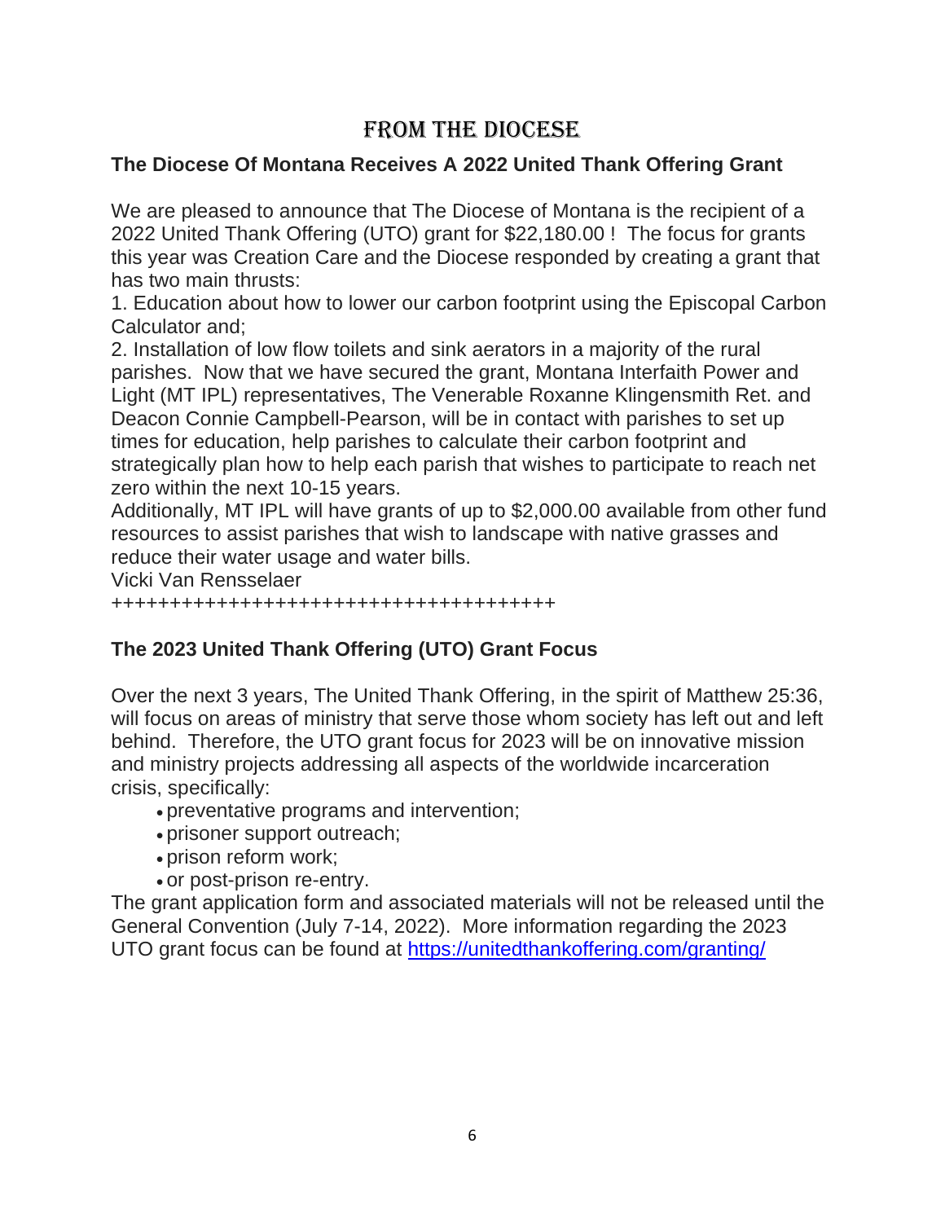# From the Diocese

## The Diocese Of Montana Receives A 2022 United Thank Offering Grant

We are pleased to announce that The Diocese of Montana is the recipient of a 2022 United Thank Offering (UTO) grant for $22,180.00 !  The focus for grants this year was Creation Care and the Diocese responded by creating a grant that has two main thrusts:

1. Education about how to lower our carbon footprint using the Episcopal Carbon Calculator and;
2. Installation of low flow toilets and sink aerators in a majority of the rural parishes.  Now that we have secured the grant, Montana Interfaith Power and Light (MT IPL) representatives, The Venerable Roxanne Klingensmith Ret. and Deacon Connie Campbell-Pearson, will be in contact with parishes to set up times for education, help parishes to calculate their carbon footprint and strategically plan how to help each parish that wishes to participate to reach net zero within the next 10-15 years.

Additionally, MT IPL will have grants of up to $2,000.00 available from other fund resources to assist parishes that wish to landscape with native grasses and reduce their water usage and water bills.

Vicki Van Rensselaer

++++++++++++++++++++++++++++++++++++++

## The 2023 United Thank Offering (UTO) Grant Focus

Over the next 3 years, The United Thank Offering, in the spirit of Matthew 25:36, will focus on areas of ministry that serve those whom society has left out and left behind.  Therefore, the UTO grant focus for 2023 will be on innovative mission and ministry projects addressing all aspects of the worldwide incarceration crisis, specifically:

- preventative programs and intervention;
- prisoner support outreach;
- prison reform work;
- or post-prison re-entry.

The grant application form and associated materials will not be released until the General Convention (July 7-14, 2022).  More information regarding the 2023 UTO grant focus can be found at [https://unitedthankoffering.com/granting/](https://unitedthankoffering.com/granting/)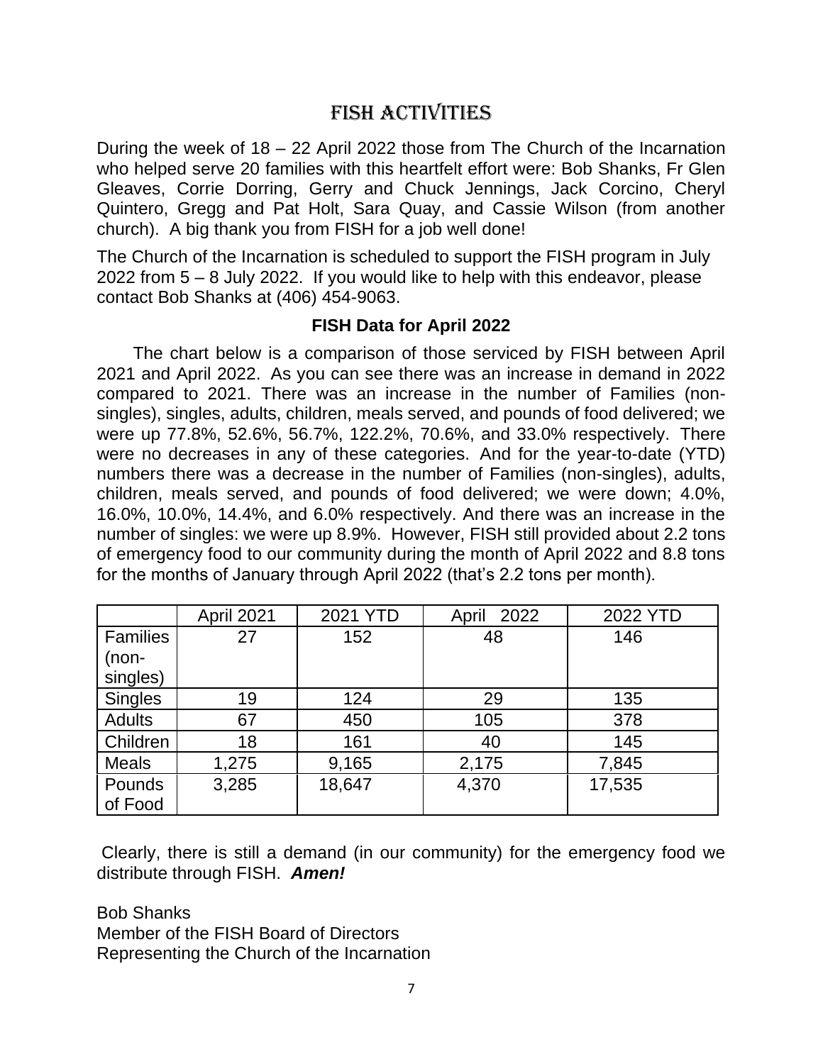# FISH ACTIVITIES

During the week of 18 – 22 April 2022 those from The Church of the Incarnation who helped serve 20 families with this heartfelt effort were: Bob Shanks, Fr Glen Gleaves, Corrie Dorring, Gerry and Chuck Jennings, Jack Corcino, Cheryl Quintero, Gregg and Pat Holt, Sara Quay, and Cassie Wilson (from another church). A big thank you from FISH for a job well done!

The Church of the Incarnation is scheduled to support the FISH program in July 2022 from 5 – 8 July 2022. If you would like to help with this endeavor, please contact Bob Shanks at (406) 454-9063.

### FISH Data for April 2022

The chart below is a comparison of those serviced by FISH between April 2021 and April 2022. As you can see there was an increase in demand in 2022 compared to 2021. There was an increase in the number of Families (non-singles), singles, adults, children, meals served, and pounds of food delivered; we were up 77.8%, 52.6%, 56.7%, 122.2%, 70.6%, and 33.0% respectively. There were no decreases in any of these categories. And for the year-to-date (YTD) numbers there was a decrease in the number of Families (non-singles), adults, children, meals served, and pounds of food delivered; we were down; 4.0%, 16.0%, 10.0%, 14.4%, and 6.0% respectively. And there was an increase in the number of singles: we were up 8.9%. However, FISH still provided about 2.2 tons of emergency food to our community during the month of April 2022 and 8.8 tons for the months of January through April 2022 (that's 2.2 tons per month).

| | April 2021 | 2021 YTD | April 2022 | 2022 YTD |
|---|---|---|---|---|
| Families (non-singles) | 27 | 152 | 48 | 146 |
| Singles | 19 | 124 | 29 | 135 |
| Adults | 67 | 450 | 105 | 378 |
| Children | 18 | 161 | 40 | 145 |
| Meals | 1,275 | 9,165 | 2,175 | 7,845 |
| Pounds of Food | 3,285 | 18,647 | 4,370 | 17,535 |

Clearly, there is still a demand (in our community) for the emergency food we distribute through FISH. ***Amen!***

Bob Shanks
Member of the FISH Board of Directors
Representing the Church of the Incarnation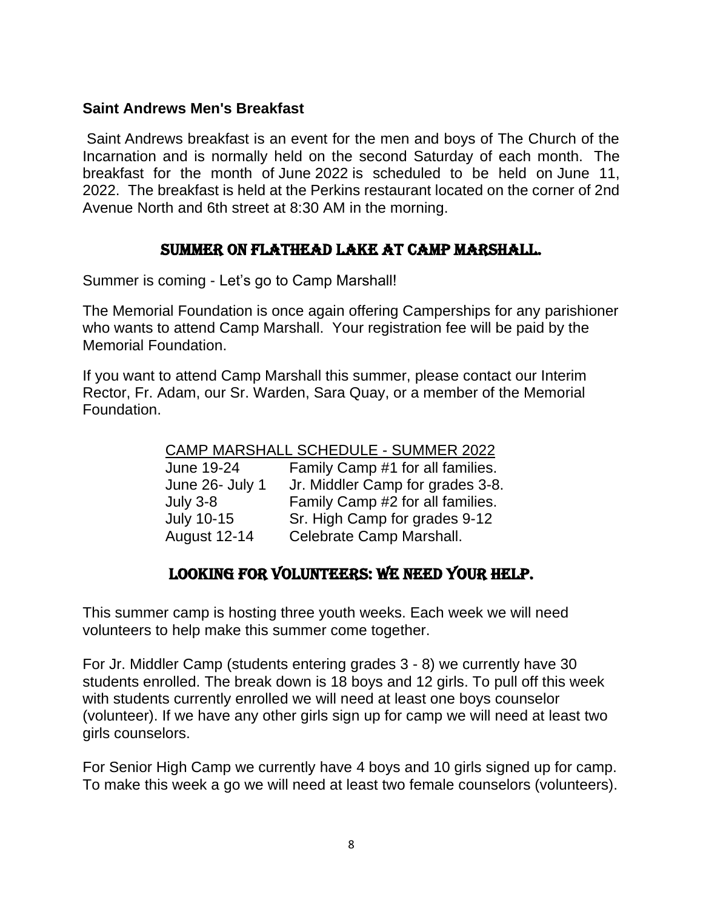**Saint Andrews Men's Breakfast**

Saint Andrews breakfast is an event for the men and boys of The Church of the Incarnation and is normally held on the second Saturday of each month. The breakfast for the month of June 2022 is scheduled to be held on June 11, 2022. The breakfast is held at the Perkins restaurant located on the corner of 2nd Avenue North and 6th street at 8:30 AM in the morning.

## SUMMER ON FLATHEAD LAKE AT CAMP MARSHALL.

Summer is coming - Let's go to Camp Marshall!

The Memorial Foundation is once again offering Camperships for any parishioner who wants to attend Camp Marshall. Your registration fee will be paid by the Memorial Foundation.

If you want to attend Camp Marshall this summer, please contact our Interim Rector, Fr. Adam, our Sr. Warden, Sara Quay, or a member of the Memorial Foundation.

<u>CAMP MARSHALL SCHEDULE - SUMMER 2022</u>

| | |
|---|---|
| June 19-24 | Family Camp #1 for all families. |
| June 26- July 1 | Jr. Middler Camp for grades 3-8. |
| July 3-8 | Family Camp #2 for all families. |
| July 10-15 | Sr. High Camp for grades 9-12 |
| August 12-14 | Celebrate Camp Marshall. |

## LOOKING FOR VOLUNTEERS: WE NEED YOUR HELP.

This summer camp is hosting three youth weeks. Each week we will need volunteers to help make this summer come together.

For Jr. Middler Camp (students entering grades 3 - 8) we currently have 30 students enrolled. The break down is 18 boys and 12 girls. To pull off this week with students currently enrolled we will need at least one boys counselor (volunteer). If we have any other girls sign up for camp we will need at least two girls counselors.

For Senior High Camp we currently have 4 boys and 10 girls signed up for camp. To make this week a go we will need at least two female counselors (volunteers).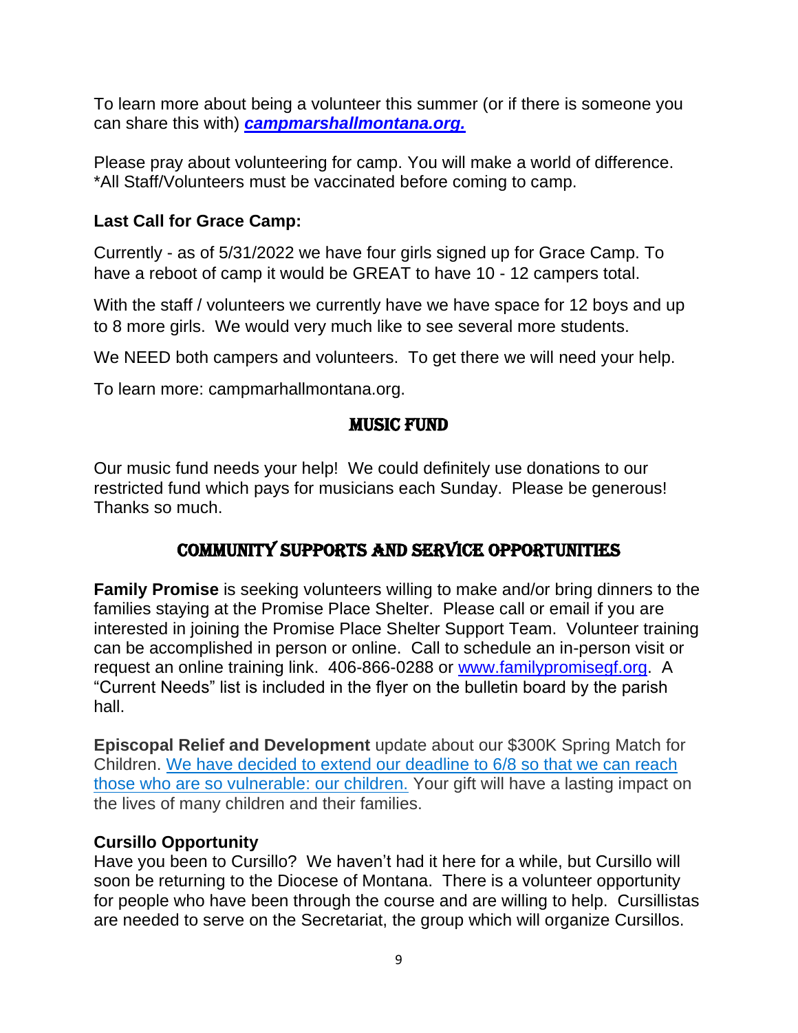To learn more about being a volunteer this summer (or if there is someone you can share this with) [***campmarshallmontana.org.***](campmarshallmontana.org)

Please pray about volunteering for camp. You will make a world of difference. *All Staff/Volunteers must be vaccinated before coming to camp.

**Last Call for Grace Camp:**

Currently - as of 5/31/2022 we have four girls signed up for Grace Camp. To have a reboot of camp it would be GREAT to have 10 - 12 campers total.

With the staff / volunteers we currently have we have space for 12 boys and up to 8 more girls. We would very much like to see several more students.

We NEED both campers and volunteers. To get there we will need your help.

To learn more: campmarhallmontana.org.

## Music Fund

Our music fund needs your help! We could definitely use donations to our restricted fund which pays for musicians each Sunday. Please be generous! Thanks so much.

## Community Supports and Service Opportunities

**Family Promise** is seeking volunteers willing to make and/or bring dinners to the families staying at the Promise Place Shelter. Please call or email if you are interested in joining the Promise Place Shelter Support Team. Volunteer training can be accomplished in person or online. Call to schedule an in-person visit or request an online training link. 406-866-0288 or [www.familypromisegf.org](www.familypromisegf.org). A "Current Needs" list is included in the flyer on the bulletin board by the parish hall.

**Episcopal Relief and Development** update about our $300K Spring Match for Children. We have decided to extend our deadline to 6/8 so that we can reach those who are so vulnerable: our children. Your gift will have a lasting impact on the lives of many children and their families.

**Cursillo Opportunity**
Have you been to Cursillo? We haven't had it here for a while, but Cursillo will soon be returning to the Diocese of Montana. There is a volunteer opportunity for people who have been through the course and are willing to help. Cursillistas are needed to serve on the Secretariat, the group which will organize Cursillos.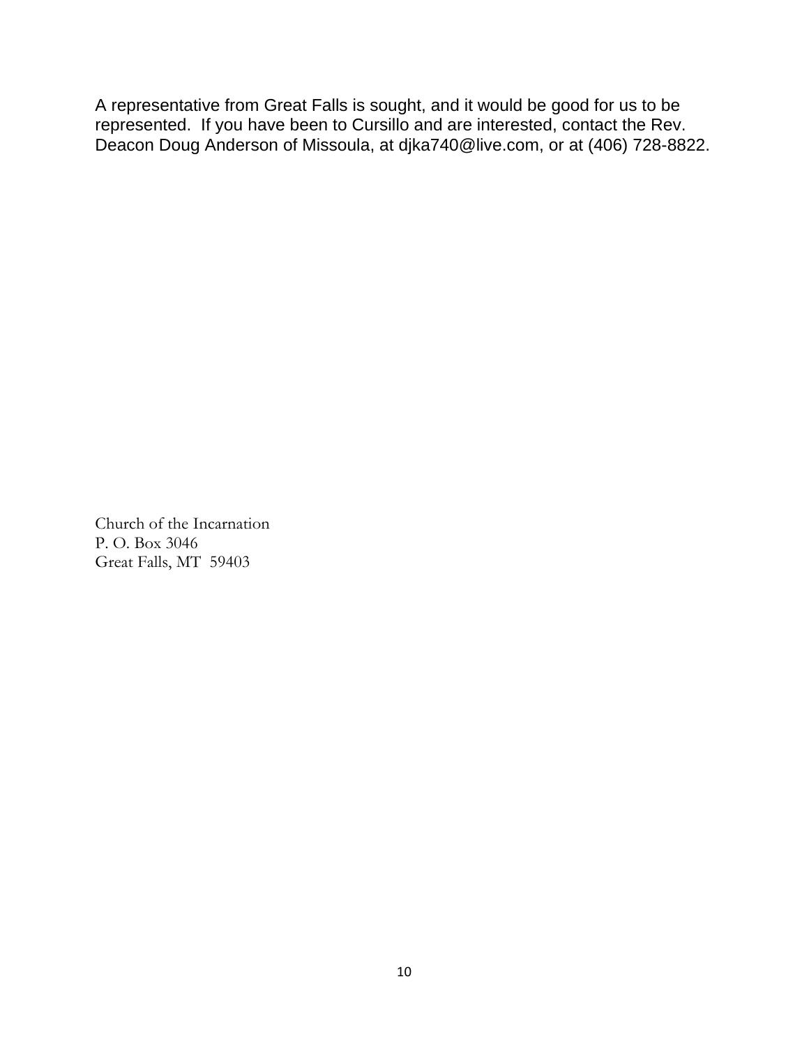A representative from Great Falls is sought, and it would be good for us to be represented. If you have been to Cursillo and are interested, contact the Rev. Deacon Doug Anderson of Missoula, at djka740@live.com, or at (406) 728-8822.

Church of the Incarnation
P. O. Box 3046
Great Falls, MT 59403